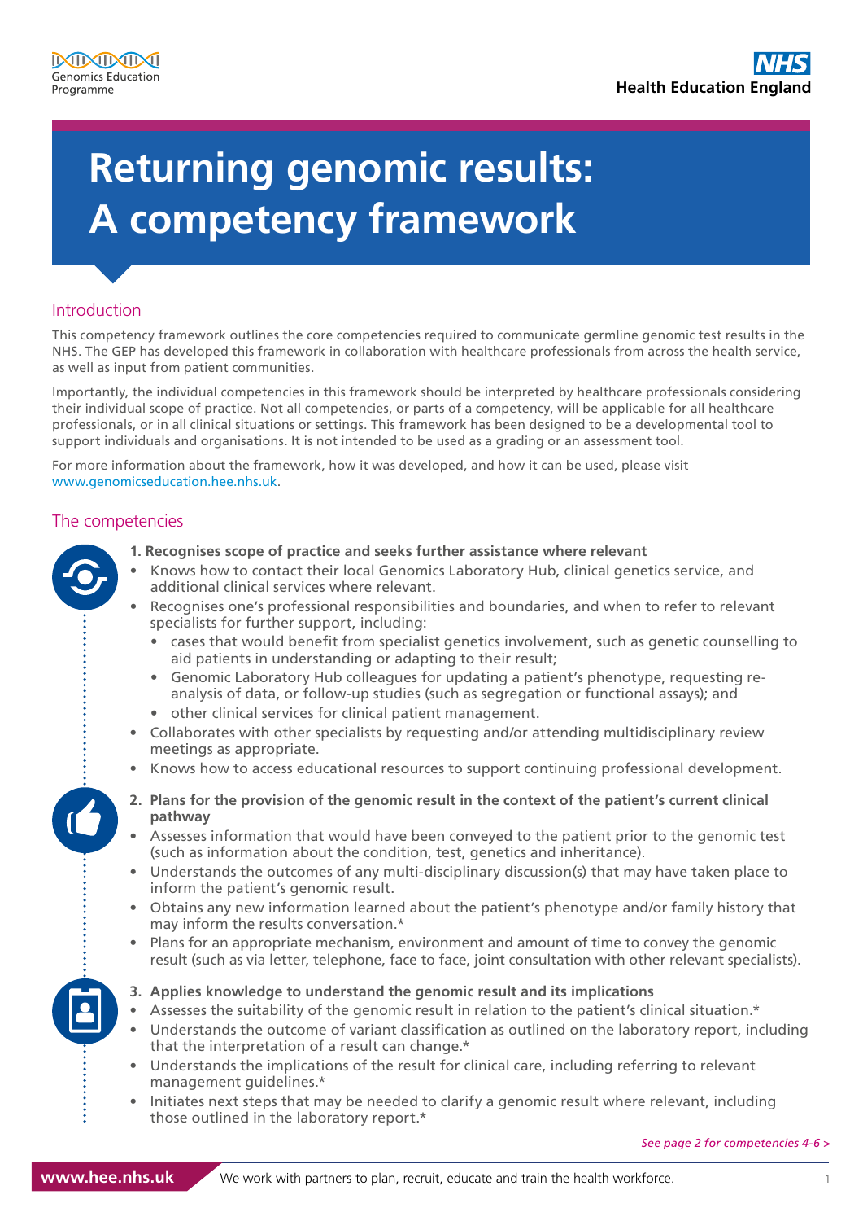# Returning genomic results: A competency framework

## Introduction

This competency framework outlines the core competencies required to communicate germline genomic test results in the NHS. The GEP has developed this framework in collaboration with healthcare professionals from across the health service, as well as input from patient communities.

Importantly, the individual competencies in this framework should be interpreted by healthcare professionals considering their individual scope of practice. Not all competencies, or parts of a competency, will be applicable for all healthcare professionals, or in all clinical situations or settings. This framework has been designed to be a developmental tool to support individuals and organisations. It is not intended to be used as a grading or an assessment tool.

For more information about the framework, how it was developed, and how it can be used, please visit www.genomicseducation.hee.nhs.uk.

## The competencies

**1. Recognises scope of practice and seeks further assistance where relevant**

- Knows how to contact their local Genomics Laboratory Hub, clinical genetics service, and additional clinical services where relevant.
- Recognises one's professional responsibilities and boundaries, and when to refer to relevant specialists for further support, including:
  - cases that would benefit from specialist genetics involvement, such as genetic counselling to aid patients in understanding or adapting to their result;
  - Genomic Laboratory Hub colleagues for updating a patient's phenotype, requesting re-analysis of data, or follow-up studies (such as segregation or functional assays); and
  - other clinical services for clinical patient management.
- Collaborates with other specialists by requesting and/or attending multidisciplinary review meetings as appropriate.
- Knows how to access educational resources to support continuing professional development.

**2. Plans for the provision of the genomic result in the context of the patient's current clinical pathway**

- Assesses information that would have been conveyed to the patient prior to the genomic test (such as information about the condition, test, genetics and inheritance).
- Understands the outcomes of any multi-disciplinary discussion(s) that may have taken place to inform the patient's genomic result.
- Obtains any new information learned about the patient's phenotype and/or family history that may inform the results conversation.*
- Plans for an appropriate mechanism, environment and amount of time to convey the genomic result (such as via letter, telephone, face to face, joint consultation with other relevant specialists).

**3. Applies knowledge to understand the genomic result and its implications**

- Assesses the suitability of the genomic result in relation to the patient's clinical situation.*
- Understands the outcome of variant classification as outlined on the laboratory report, including that the interpretation of a result can change.*
- Understands the implications of the result for clinical care, including referring to relevant management guidelines.*
- Initiates next steps that may be needed to clarify a genomic result where relevant, including those outlined in the laboratory report.*

*See page 2 for competencies 4-6 >*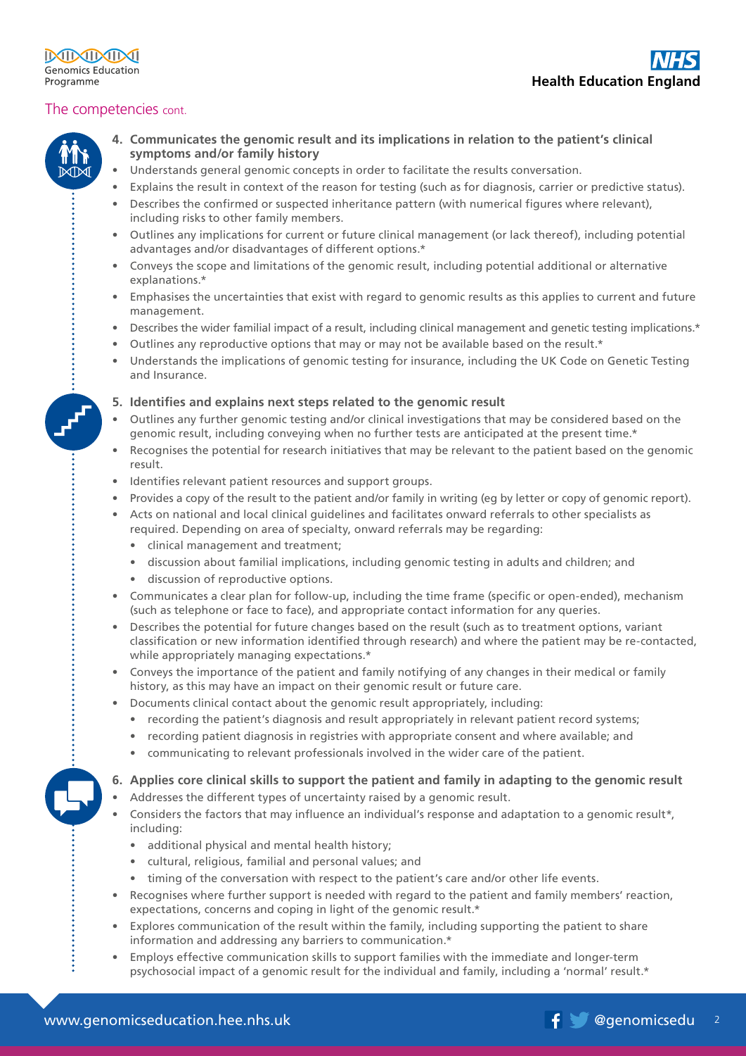## The competencies cont.

**4. Communicates the genomic result and its implications in relation to the patient's clinical symptoms and/or family history**

- Understands general genomic concepts in order to facilitate the results conversation.
- Explains the result in context of the reason for testing (such as for diagnosis, carrier or predictive status).
- Describes the confirmed or suspected inheritance pattern (with numerical figures where relevant), including risks to other family members.
- Outlines any implications for current or future clinical management (or lack thereof), including potential advantages and/or disadvantages of different options.*
- Conveys the scope and limitations of the genomic result, including potential additional or alternative explanations.*
- Emphasises the uncertainties that exist with regard to genomic results as this applies to current and future management.
- Describes the wider familial impact of a result, including clinical management and genetic testing implications.*
- Outlines any reproductive options that may or may not be available based on the result.*
- Understands the implications of genomic testing for insurance, including the UK Code on Genetic Testing and Insurance.

**5. Identifies and explains next steps related to the genomic result**

- Outlines any further genomic testing and/or clinical investigations that may be considered based on the genomic result, including conveying when no further tests are anticipated at the present time.*
- Recognises the potential for research initiatives that may be relevant to the patient based on the genomic result.
- Identifies relevant patient resources and support groups.
- Provides a copy of the result to the patient and/or family in writing (eg by letter or copy of genomic report).
- Acts on national and local clinical guidelines and facilitates onward referrals to other specialists as required. Depending on area of specialty, onward referrals may be regarding:
  - clinical management and treatment;
  - discussion about familial implications, including genomic testing in adults and children; and
  - discussion of reproductive options.
- Communicates a clear plan for follow-up, including the time frame (specific or open-ended), mechanism (such as telephone or face to face), and appropriate contact information for any queries.
- Describes the potential for future changes based on the result (such as to treatment options, variant classification or new information identified through research) and where the patient may be re-contacted, while appropriately managing expectations.*
- Conveys the importance of the patient and family notifying of any changes in their medical or family history, as this may have an impact on their genomic result or future care.
- Documents clinical contact about the genomic result appropriately, including:
  - recording the patient's diagnosis and result appropriately in relevant patient record systems;
  - recording patient diagnosis in registries with appropriate consent and where available; and
  - communicating to relevant professionals involved in the wider care of the patient.

**6. Applies core clinical skills to support the patient and family in adapting to the genomic result**

- Addresses the different types of uncertainty raised by a genomic result.
- Considers the factors that may influence an individual's response and adaptation to a genomic result*, including:
  - additional physical and mental health history;
  - cultural, religious, familial and personal values; and
  - timing of the conversation with respect to the patient's care and/or other life events.
- Recognises where further support is needed with regard to the patient and family members' reaction, expectations, concerns and coping in light of the genomic result.*
- Explores communication of the result within the family, including supporting the patient to share information and addressing any barriers to communication.*
- Employs effective communication skills to support families with the immediate and longer-term psychosocial impact of a genomic result for the individual and family, including a 'normal' result.*